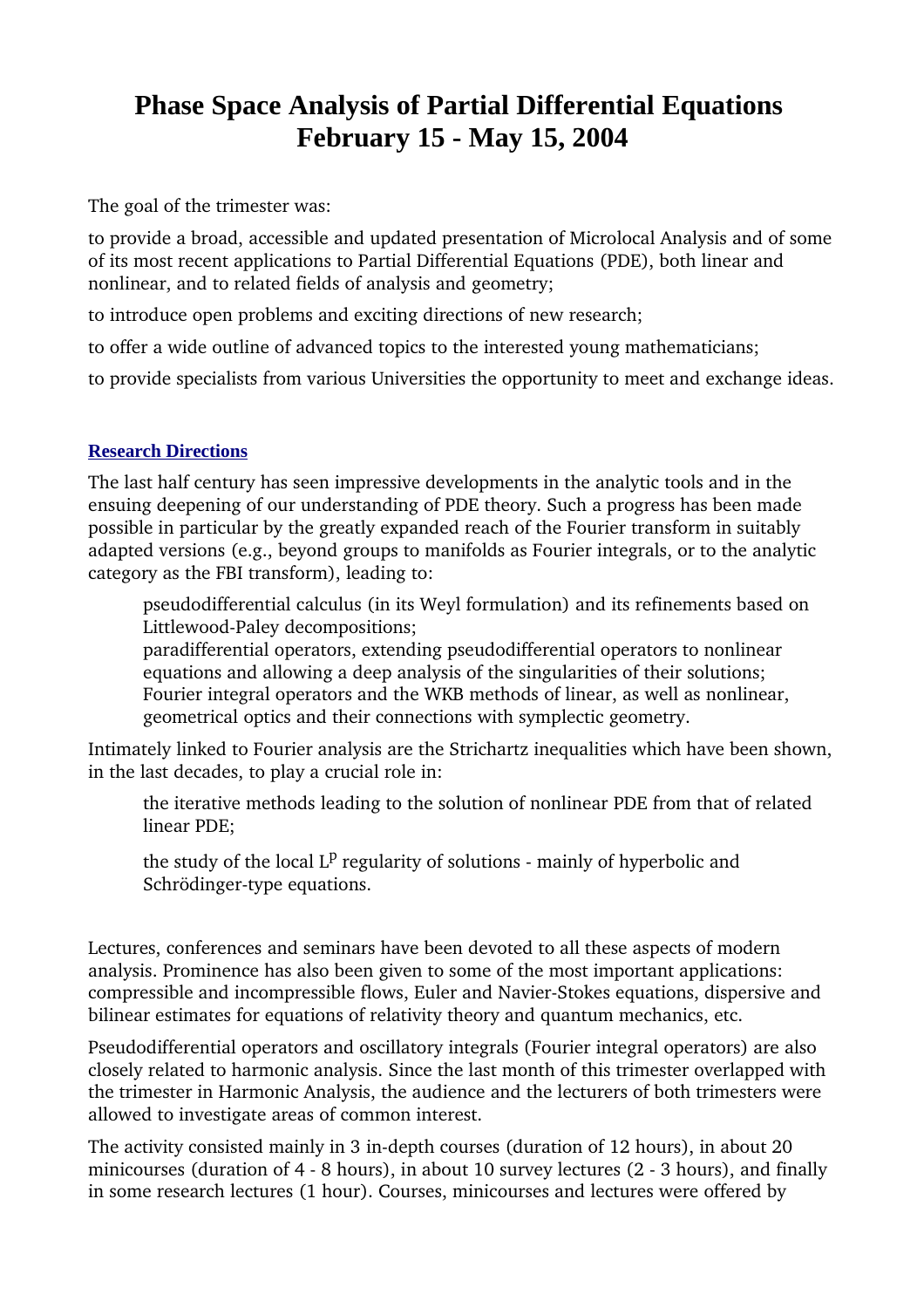# Phase Space Analysis of Partial Differential Equations
# February 15 - May 15, 2004

The goal of the trimester was:

to provide a broad, accessible and updated presentation of Microlocal Analysis and of some of its most recent applications to Partial Differential Equations (PDE), both linear and nonlinear, and to related fields of analysis and geometry;

to introduce open problems and exciting directions of new research;

to offer a wide outline of advanced topics to the interested young mathematicians;

to provide specialists from various Universities the opportunity to meet and exchange ideas.

## Research Directions

The last half century has seen impressive developments in the analytic tools and in the ensuing deepening of our understanding of PDE theory. Such a progress has been made possible in particular by the greatly expanded reach of the Fourier transform in suitably adapted versions (e.g., beyond groups to manifolds as Fourier integrals, or to the analytic category as the FBI transform), leading to:

> pseudodifferential calculus (in its Weyl formulation) and its refinements based on Littlewood-Paley decompositions;
> paradifferential operators, extending pseudodifferential operators to nonlinear equations and allowing a deep analysis of the singularities of their solutions;
> Fourier integral operators and the WKB methods of linear, as well as nonlinear, geometrical optics and their connections with symplectic geometry.

Intimately linked to Fourier analysis are the Strichartz inequalities which have been shown, in the last decades, to play a crucial role in:

> the iterative methods leading to the solution of nonlinear PDE from that of related linear PDE;
>
> the study of the local $L^p$ regularity of solutions - mainly of hyperbolic and Schrödinger-type equations.

Lectures, conferences and seminars have been devoted to all these aspects of modern analysis. Prominence has also been given to some of the most important applications: compressible and incompressible flows, Euler and Navier-Stokes equations, dispersive and bilinear estimates for equations of relativity theory and quantum mechanics, etc.

Pseudodifferential operators and oscillatory integrals (Fourier integral operators) are also closely related to harmonic analysis. Since the last month of this trimester overlapped with the trimester in Harmonic Analysis, the audience and the lecturers of both trimesters were allowed to investigate areas of common interest.

The activity consisted mainly in 3 in-depth courses (duration of 12 hours), in about 20 minicourses (duration of 4 - 8 hours), in about 10 survey lectures (2 - 3 hours), and finally in some research lectures (1 hour). Courses, minicourses and lectures were offered by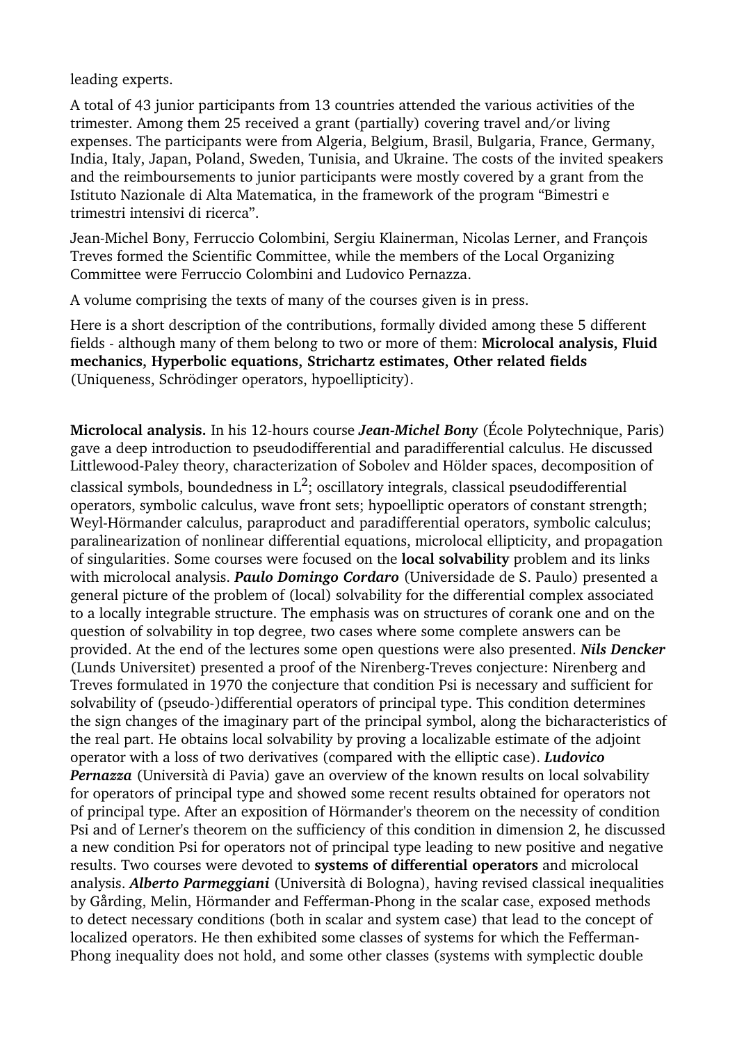leading experts.

A total of 43 junior participants from 13 countries attended the various activities of the trimester. Among them 25 received a grant (partially) covering travel and/or living expenses. The participants were from Algeria, Belgium, Brasil, Bulgaria, France, Germany, India, Italy, Japan, Poland, Sweden, Tunisia, and Ukraine. The costs of the invited speakers and the reimboursements to junior participants were mostly covered by a grant from the Istituto Nazionale di Alta Matematica, in the framework of the program “Bimestri e trimestri intensivi di ricerca”.

Jean-Michel Bony, Ferruccio Colombini, Sergiu Klainerman, Nicolas Lerner, and François Treves formed the Scientific Committee, while the members of the Local Organizing Committee were Ferruccio Colombini and Ludovico Pernazza.

A volume comprising the texts of many of the courses given is in press.

Here is a short description of the contributions, formally divided among these 5 different fields - although many of them belong to two or more of them: **Microlocal analysis, Fluid mechanics, Hyperbolic equations, Strichartz estimates, Other related fields** (Uniqueness, Schrödinger operators, hypoellipticity).

**Microlocal analysis.** In his 12-hours course ***Jean-Michel Bony*** (École Polytechnique, Paris) gave a deep introduction to pseudodifferential and paradifferential calculus. He discussed Littlewood-Paley theory, characterization of Sobolev and Hölder spaces, decomposition of classical symbols, boundedness in $L^2$; oscillatory integrals, classical pseudodifferential operators, symbolic calculus, wave front sets; hypoelliptic operators of constant strength; Weyl-Hörmander calculus, paraproduct and paradifferential operators, symbolic calculus; paralinearization of nonlinear differential equations, microlocal ellipticity, and propagation of singularities. Some courses were focused on the **local solvability** problem and its links with microlocal analysis. ***Paulo Domingo Cordaro*** (Universidade de S. Paulo) presented a general picture of the problem of (local) solvability for the differential complex associated to a locally integrable structure. The emphasis was on structures of corank one and on the question of solvability in top degree, two cases where some complete answers can be provided. At the end of the lectures some open questions were also presented. ***Nils Dencker*** (Lunds Universitet) presented a proof of the Nirenberg-Treves conjecture: Nirenberg and Treves formulated in 1970 the conjecture that condition Psi is necessary and sufficient for solvability of (pseudo-)differential operators of principal type. This condition determines the sign changes of the imaginary part of the principal symbol, along the bicharacteristics of the real part. He obtains local solvability by proving a localizable estimate of the adjoint operator with a loss of two derivatives (compared with the elliptic case). ***Ludovico Pernazza*** (Università di Pavia) gave an overview of the known results on local solvability for operators of principal type and showed some recent results obtained for operators not of principal type. After an exposition of Hörmander's theorem on the necessity of condition Psi and of Lerner's theorem on the sufficiency of this condition in dimension 2, he discussed a new condition Psi for operators not of principal type leading to new positive and negative results. Two courses were devoted to **systems of differential operators** and microlocal analysis. ***Alberto Parmeggiani*** (Università di Bologna), having revised classical inequalities by Gårding, Melin, Hörmander and Fefferman-Phong in the scalar case, exposed methods to detect necessary conditions (both in scalar and system case) that lead to the concept of localized operators. He then exhibited some classes of systems for which the Fefferman-Phong inequality does not hold, and some other classes (systems with symplectic double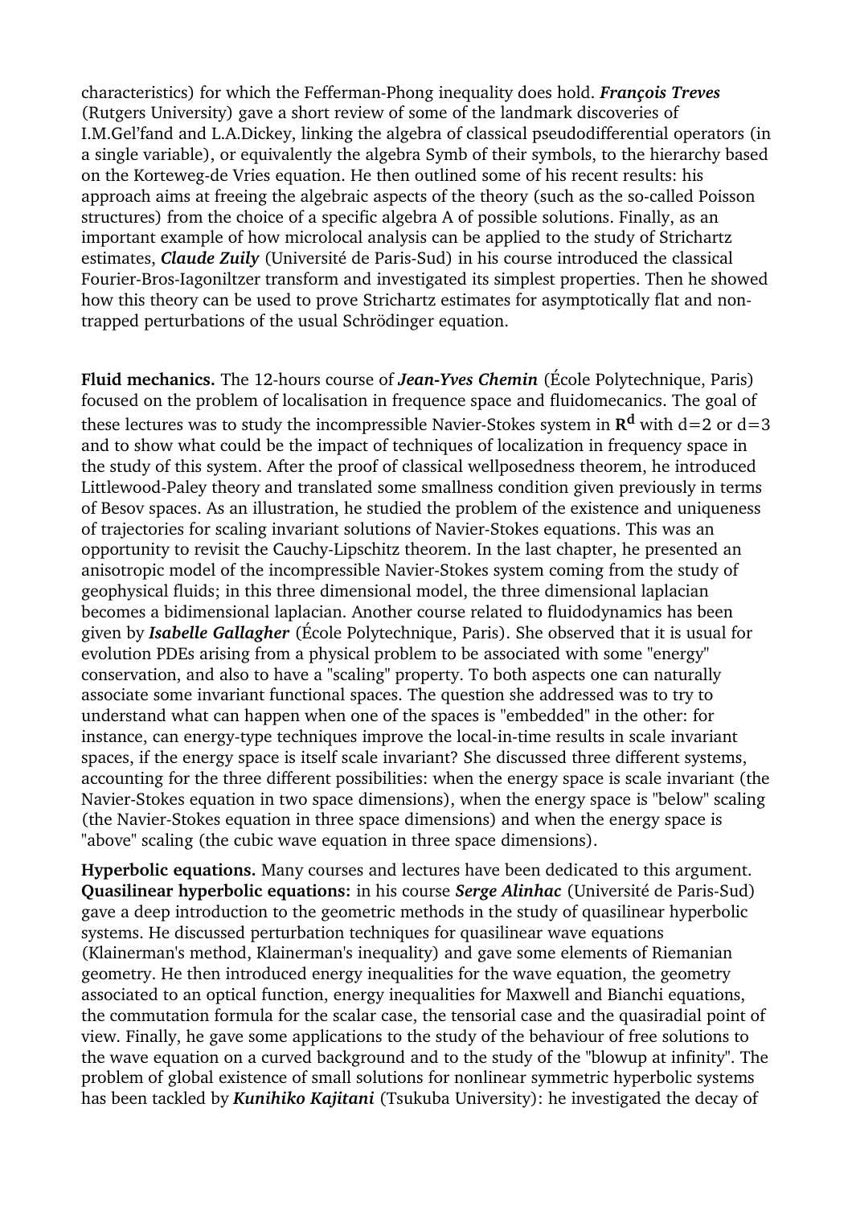characteristics) for which the Fefferman-Phong inequality does hold. ***François Treves*** (Rutgers University) gave a short review of some of the landmark discoveries of I.M.Gel'fand and L.A.Dickey, linking the algebra of classical pseudodifferential operators (in a single variable), or equivalently the algebra Symb of their symbols, to the hierarchy based on the Korteweg-de Vries equation. He then outlined some of his recent results: his approach aims at freeing the algebraic aspects of the theory (such as the so-called Poisson structures) from the choice of a specific algebra A of possible solutions. Finally, as an important example of how microlocal analysis can be applied to the study of Strichartz estimates, ***Claude Zuily*** (Université de Paris-Sud) in his course introduced the classical Fourier-Bros-Iagoniltzer transform and investigated its simplest properties. Then he showed how this theory can be used to prove Strichartz estimates for asymptotically flat and non-trapped perturbations of the usual Schrödinger equation.

**Fluid mechanics.** The 12-hours course of ***Jean-Yves Chemin*** (École Polytechnique, Paris) focused on the problem of localisation in frequence space and fluidomecanics. The goal of these lectures was to study the incompressible Navier-Stokes system in $\mathbf{R}^{\mathbf{d}}$ with d=2 or d=3 and to show what could be the impact of techniques of localization in frequency space in the study of this system. After the proof of classical wellposedness theorem, he introduced Littlewood-Paley theory and translated some smallness condition given previously in terms of Besov spaces. As an illustration, he studied the problem of the existence and uniqueness of trajectories for scaling invariant solutions of Navier-Stokes equations. This was an opportunity to revisit the Cauchy-Lipschitz theorem. In the last chapter, he presented an anisotropic model of the incompressible Navier-Stokes system coming from the study of geophysical fluids; in this three dimensional model, the three dimensional laplacian becomes a bidimensional laplacian. Another course related to fluidodynamics has been given by ***Isabelle Gallagher*** (École Polytechnique, Paris). She observed that it is usual for evolution PDEs arising from a physical problem to be associated with some "energy" conservation, and also to have a "scaling" property. To both aspects one can naturally associate some invariant functional spaces. The question she addressed was to try to understand what can happen when one of the spaces is "embedded" in the other: for instance, can energy-type techniques improve the local-in-time results in scale invariant spaces, if the energy space is itself scale invariant? She discussed three different systems, accounting for the three different possibilities: when the energy space is scale invariant (the Navier-Stokes equation in two space dimensions), when the energy space is "below" scaling (the Navier-Stokes equation in three space dimensions) and when the energy space is "above" scaling (the cubic wave equation in three space dimensions).

**Hyperbolic equations.** Many courses and lectures have been dedicated to this argument. **Quasilinear hyperbolic equations:** in his course ***Serge Alinhac*** (Université de Paris-Sud) gave a deep introduction to the geometric methods in the study of quasilinear hyperbolic systems. He discussed perturbation techniques for quasilinear wave equations (Klainerman's method, Klainerman's inequality) and gave some elements of Riemanian geometry. He then introduced energy inequalities for the wave equation, the geometry associated to an optical function, energy inequalities for Maxwell and Bianchi equations, the commutation formula for the scalar case, the tensorial case and the quasiradial point of view. Finally, he gave some applications to the study of the behaviour of free solutions to the wave equation on a curved background and to the study of the "blowup at infinity". The problem of global existence of small solutions for nonlinear symmetric hyperbolic systems has been tackled by ***Kunihiko Kajitani*** (Tsukuba University): he investigated the decay of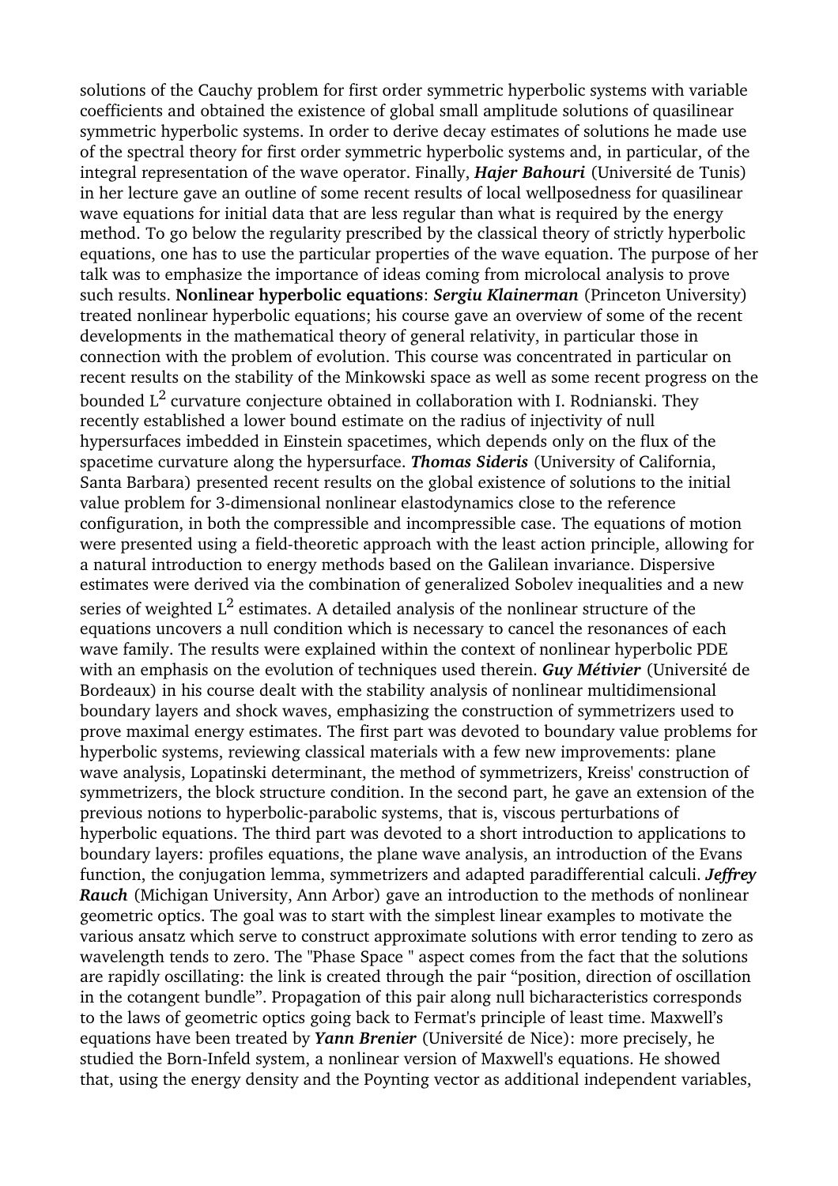solutions of the Cauchy problem for first order symmetric hyperbolic systems with variable coefficients and obtained the existence of global small amplitude solutions of quasilinear symmetric hyperbolic systems. In order to derive decay estimates of solutions he made use of the spectral theory for first order symmetric hyperbolic systems and, in particular, of the integral representation of the wave operator. Finally, ***Hajer Bahouri*** (Université de Tunis) in her lecture gave an outline of some recent results of local wellposedness for quasilinear wave equations for initial data that are less regular than what is required by the energy method. To go below the regularity prescribed by the classical theory of strictly hyperbolic equations, one has to use the particular properties of the wave equation. The purpose of her talk was to emphasize the importance of ideas coming from microlocal analysis to prove such results. **Nonlinear hyperbolic equations**: ***Sergiu Klainerman*** (Princeton University) treated nonlinear hyperbolic equations; his course gave an overview of some of the recent developments in the mathematical theory of general relativity, in particular those in connection with the problem of evolution. This course was concentrated in particular on recent results on the stability of the Minkowski space as well as some recent progress on the bounded $L^2$ curvature conjecture obtained in collaboration with I. Rodnianski. They recently established a lower bound estimate on the radius of injectivity of null hypersurfaces imbedded in Einstein spacetimes, which depends only on the flux of the spacetime curvature along the hypersurface. ***Thomas Sideris*** (University of California, Santa Barbara) presented recent results on the global existence of solutions to the initial value problem for 3-dimensional nonlinear elastodynamics close to the reference configuration, in both the compressible and incompressible case. The equations of motion were presented using a field-theoretic approach with the least action principle, allowing for a natural introduction to energy methods based on the Galilean invariance. Dispersive estimates were derived via the combination of generalized Sobolev inequalities and a new series of weighted $L^2$ estimates. A detailed analysis of the nonlinear structure of the equations uncovers a null condition which is necessary to cancel the resonances of each wave family. The results were explained within the context of nonlinear hyperbolic PDE with an emphasis on the evolution of techniques used therein. ***Guy Métivier*** (Université de Bordeaux) in his course dealt with the stability analysis of nonlinear multidimensional boundary layers and shock waves, emphasizing the construction of symmetrizers used to prove maximal energy estimates. The first part was devoted to boundary value problems for hyperbolic systems, reviewing classical materials with a few new improvements: plane wave analysis, Lopatinski determinant, the method of symmetrizers, Kreiss' construction of symmetrizers, the block structure condition. In the second part, he gave an extension of the previous notions to hyperbolic-parabolic systems, that is, viscous perturbations of hyperbolic equations. The third part was devoted to a short introduction to applications to boundary layers: profiles equations, the plane wave analysis, an introduction of the Evans function, the conjugation lemma, symmetrizers and adapted paradifferential calculi. ***Jeffrey Rauch*** (Michigan University, Ann Arbor) gave an introduction to the methods of nonlinear geometric optics. The goal was to start with the simplest linear examples to motivate the various ansatz which serve to construct approximate solutions with error tending to zero as wavelength tends to zero. The "Phase Space " aspect comes from the fact that the solutions are rapidly oscillating: the link is created through the pair "position, direction of oscillation in the cotangent bundle". Propagation of this pair along null bicharacteristics corresponds to the laws of geometric optics going back to Fermat's principle of least time. Maxwell's equations have been treated by ***Yann Brenier*** (Université de Nice): more precisely, he studied the Born-Infeld system, a nonlinear version of Maxwell's equations. He showed that, using the energy density and the Poynting vector as additional independent variables,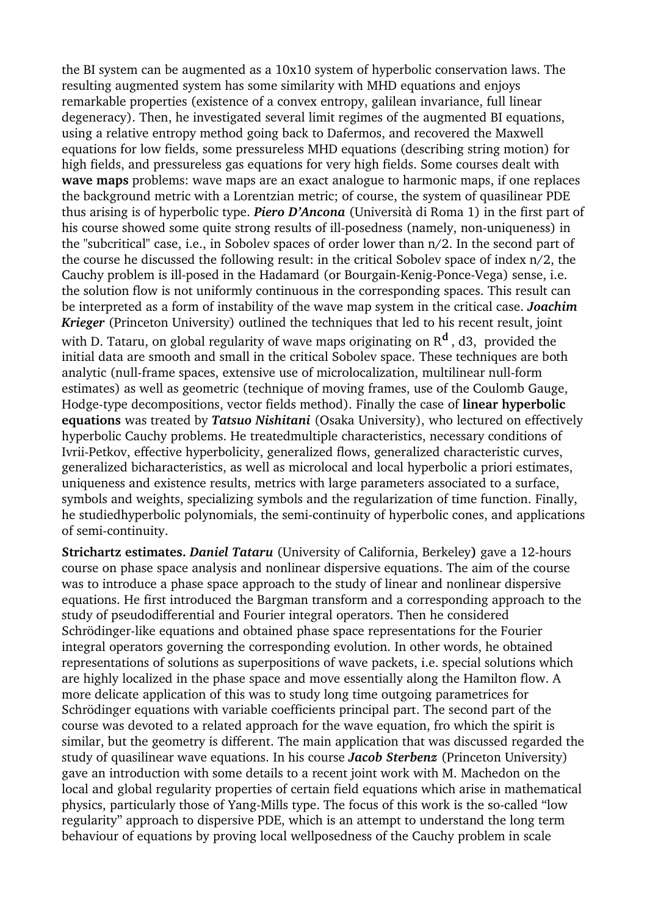the BI system can be augmented as a 10x10 system of hyperbolic conservation laws. The resulting augmented system has some similarity with MHD equations and enjoys remarkable properties (existence of a convex entropy, galilean invariance, full linear degeneracy). Then, he investigated several limit regimes of the augmented BI equations, using a relative entropy method going back to Dafermos, and recovered the Maxwell equations for low fields, some pressureless MHD equations (describing string motion) for high fields, and pressureless gas equations for very high fields. Some courses dealt with **wave maps** problems: wave maps are an exact analogue to harmonic maps, if one replaces the background metric with a Lorentzian metric; of course, the system of quasilinear PDE thus arising is of hyperbolic type. ***Piero D'Ancona*** (Università di Roma 1) in the first part of his course showed some quite strong results of ill-posedness (namely, non-uniqueness) in the "subcritical" case, i.e., in Sobolev spaces of order lower than n/2. In the second part of the course he discussed the following result: in the critical Sobolev space of index n/2, the Cauchy problem is ill-posed in the Hadamard (or Bourgain-Kenig-Ponce-Vega) sense, i.e. the solution flow is not uniformly continuous in the corresponding spaces. This result can be interpreted as a form of instability of the wave map system in the critical case. ***Joachim Krieger*** (Princeton University) outlined the techniques that led to his recent result, joint with D. Tataru, on global regularity of wave maps originating on $R^{\mathbf{d}}$, d3, provided the initial data are smooth and small in the critical Sobolev space. These techniques are both analytic (null-frame spaces, extensive use of microlocalization, multilinear null-form estimates) as well as geometric (technique of moving frames, use of the Coulomb Gauge, Hodge-type decompositions, vector fields method). Finally the case of **linear hyperbolic equations** was treated by ***Tatsuo Nishitani*** (Osaka University), who lectured on effectively hyperbolic Cauchy problems. He treatedmultiple characteristics, necessary conditions of Ivrii-Petkov, effective hyperbolicity, generalized flows, generalized characteristic curves, generalized bicharacteristics, as well as microlocal and local hyperbolic a priori estimates, uniqueness and existence results, metrics with large parameters associated to a surface, symbols and weights, specializing symbols and the regularization of time function. Finally, he studiedhyperbolic polynomials, the semi-continuity of hyperbolic cones, and applications of semi-continuity.

**Strichartz estimates.** ***Daniel Tataru*** (University of California, Berkeley**)** gave a 12-hours course on phase space analysis and nonlinear dispersive equations. The aim of the course was to introduce a phase space approach to the study of linear and nonlinear dispersive equations. He first introduced the Bargman transform and a corresponding approach to the study of pseudodifferential and Fourier integral operators. Then he considered Schrödinger-like equations and obtained phase space representations for the Fourier integral operators governing the corresponding evolution. In other words, he obtained representations of solutions as superpositions of wave packets, i.e. special solutions which are highly localized in the phase space and move essentially along the Hamilton flow. A more delicate application of this was to study long time outgoing parametrices for Schrödinger equations with variable coefficients principal part. The second part of the course was devoted to a related approach for the wave equation, fro which the spirit is similar, but the geometry is different. The main application that was discussed regarded the study of quasilinear wave equations. In his course ***Jacob Sterbenz*** (Princeton University) gave an introduction with some details to a recent joint work with M. Machedon on the local and global regularity properties of certain field equations which arise in mathematical physics, particularly those of Yang-Mills type. The focus of this work is the so-called "low regularity" approach to dispersive PDE, which is an attempt to understand the long term behaviour of equations by proving local wellposedness of the Cauchy problem in scale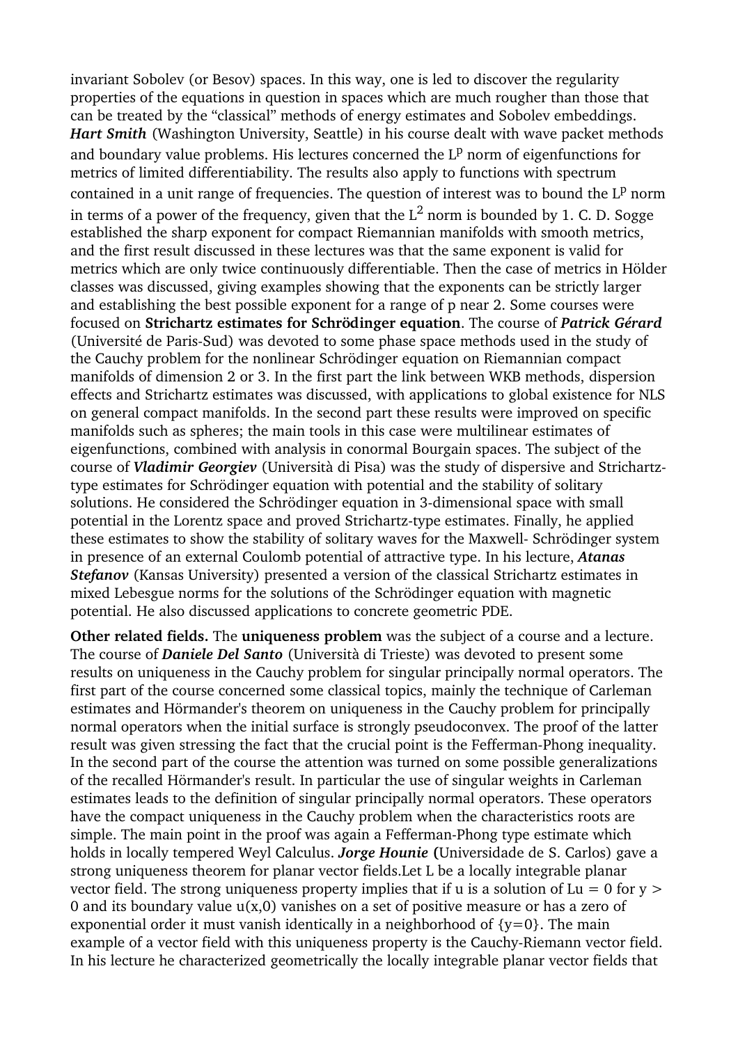invariant Sobolev (or Besov) spaces. In this way, one is led to discover the regularity properties of the equations in question in spaces which are much rougher than those that can be treated by the "classical" methods of energy estimates and Sobolev embeddings. ***Hart Smith*** (Washington University, Seattle) in his course dealt with wave packet methods and boundary value problems. His lectures concerned the $L^p$ norm of eigenfunctions for metrics of limited differentiability. The results also apply to functions with spectrum contained in a unit range of frequencies. The question of interest was to bound the $L^p$ norm in terms of a power of the frequency, given that the $L^2$ norm is bounded by 1. C. D. Sogge established the sharp exponent for compact Riemannian manifolds with smooth metrics, and the first result discussed in these lectures was that the same exponent is valid for metrics which are only twice continuously differentiable. Then the case of metrics in Hölder classes was discussed, giving examples showing that the exponents can be strictly larger and establishing the best possible exponent for a range of p near 2. Some courses were focused on **Strichartz estimates for Schrödinger equation**. The course of ***Patrick Gérard*** (Université de Paris-Sud) was devoted to some phase space methods used in the study of the Cauchy problem for the nonlinear Schrödinger equation on Riemannian compact manifolds of dimension 2 or 3. In the first part the link between WKB methods, dispersion effects and Strichartz estimates was discussed, with applications to global existence for NLS on general compact manifolds. In the second part these results were improved on specific manifolds such as spheres; the main tools in this case were multilinear estimates of eigenfunctions, combined with analysis in conormal Bourgain spaces. The subject of the course of ***Vladimir Georgiev*** (Università di Pisa) was the study of dispersive and Strichartz-type estimates for Schrödinger equation with potential and the stability of solitary solutions. He considered the Schrödinger equation in 3-dimensional space with small potential in the Lorentz space and proved Strichartz-type estimates. Finally, he applied these estimates to show the stability of solitary waves for the Maxwell- Schrödinger system in presence of an external Coulomb potential of attractive type. In his lecture, ***Atanas Stefanov*** (Kansas University) presented a version of the classical Strichartz estimates in mixed Lebesgue norms for the solutions of the Schrödinger equation with magnetic potential. He also discussed applications to concrete geometric PDE.

**Other related fields.** The **uniqueness problem** was the subject of a course and a lecture. The course of ***Daniele Del Santo*** (Università di Trieste) was devoted to present some results on uniqueness in the Cauchy problem for singular principally normal operators. The first part of the course concerned some classical topics, mainly the technique of Carleman estimates and Hörmander's theorem on uniqueness in the Cauchy problem for principally normal operators when the initial surface is strongly pseudoconvex. The proof of the latter result was given stressing the fact that the crucial point is the Fefferman-Phong inequality. In the second part of the course the attention was turned on some possible generalizations of the recalled Hörmander's result. In particular the use of singular weights in Carleman estimates leads to the definition of singular principally normal operators. These operators have the compact uniqueness in the Cauchy problem when the characteristics roots are simple. The main point in the proof was again a Fefferman-Phong type estimate which holds in locally tempered Weyl Calculus. ***Jorge Hounie*** **(**Universidade de S. Carlos) gave a strong uniqueness theorem for planar vector fields.Let L be a locally integrable planar vector field. The strong uniqueness property implies that if u is a solution of $Lu = 0$ for $y > 0$ and its boundary value $u(x,0)$ vanishes on a set of positive measure or has a zero of exponential order it must vanish identically in a neighborhood of $\{y=0\}$. The main example of a vector field with this uniqueness property is the Cauchy-Riemann vector field. In his lecture he characterized geometrically the locally integrable planar vector fields that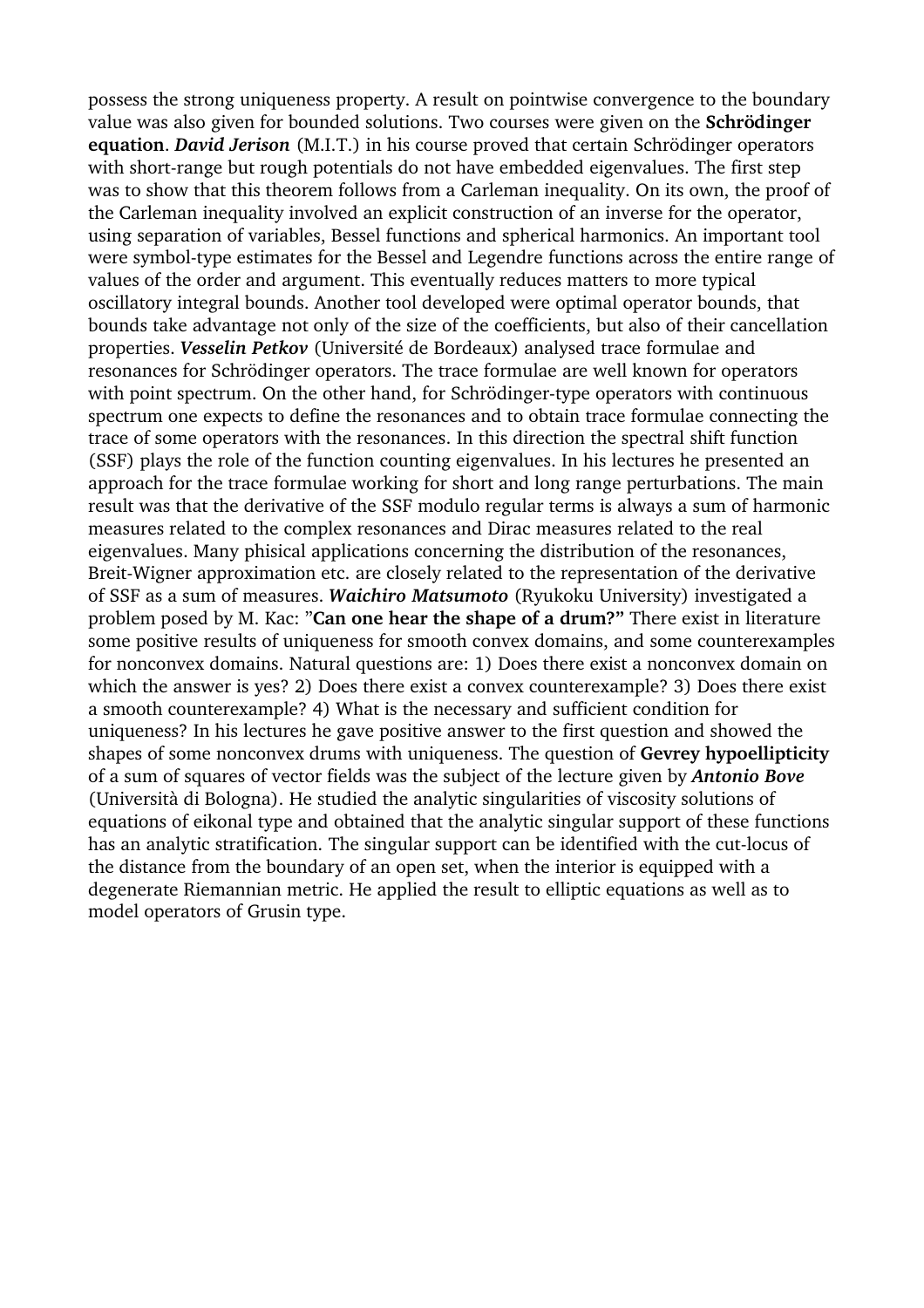possess the strong uniqueness property. A result on pointwise convergence to the boundary value was also given for bounded solutions. Two courses were given on the **Schrödinger equation**. ***David Jerison*** (M.I.T.) in his course proved that certain Schrödinger operators with short-range but rough potentials do not have embedded eigenvalues. The first step was to show that this theorem follows from a Carleman inequality. On its own, the proof of the Carleman inequality involved an explicit construction of an inverse for the operator, using separation of variables, Bessel functions and spherical harmonics. An important tool were symbol-type estimates for the Bessel and Legendre functions across the entire range of values of the order and argument. This eventually reduces matters to more typical oscillatory integral bounds. Another tool developed were optimal operator bounds, that bounds take advantage not only of the size of the coefficients, but also of their cancellation properties. ***Vesselin Petkov*** (Université de Bordeaux) analysed trace formulae and resonances for Schrödinger operators. The trace formulae are well known for operators with point spectrum. On the other hand, for Schrödinger-type operators with continuous spectrum one expects to define the resonances and to obtain trace formulae connecting the trace of some operators with the resonances. In this direction the spectral shift function (SSF) plays the role of the function counting eigenvalues. In his lectures he presented an approach for the trace formulae working for short and long range perturbations. The main result was that the derivative of the SSF modulo regular terms is always a sum of harmonic measures related to the complex resonances and Dirac measures related to the real eigenvalues. Many phisical applications concerning the distribution of the resonances, Breit-Wigner approximation etc. are closely related to the representation of the derivative of SSF as a sum of measures. ***Waichiro Matsumoto*** (Ryukoku University) investigated a problem posed by M. Kac: "**Can one hear the shape of a drum?"** There exist in literature some positive results of uniqueness for smooth convex domains, and some counterexamples for nonconvex domains. Natural questions are: 1) Does there exist a nonconvex domain on which the answer is yes? 2) Does there exist a convex counterexample? 3) Does there exist a smooth counterexample? 4) What is the necessary and sufficient condition for uniqueness? In his lectures he gave positive answer to the first question and showed the shapes of some nonconvex drums with uniqueness. The question of **Gevrey hypoellipticity** of a sum of squares of vector fields was the subject of the lecture given by ***Antonio Bove*** (Università di Bologna). He studied the analytic singularities of viscosity solutions of equations of eikonal type and obtained that the analytic singular support of these functions has an analytic stratification. The singular support can be identified with the cut-locus of the distance from the boundary of an open set, when the interior is equipped with a degenerate Riemannian metric. He applied the result to elliptic equations as well as to model operators of Grusin type.